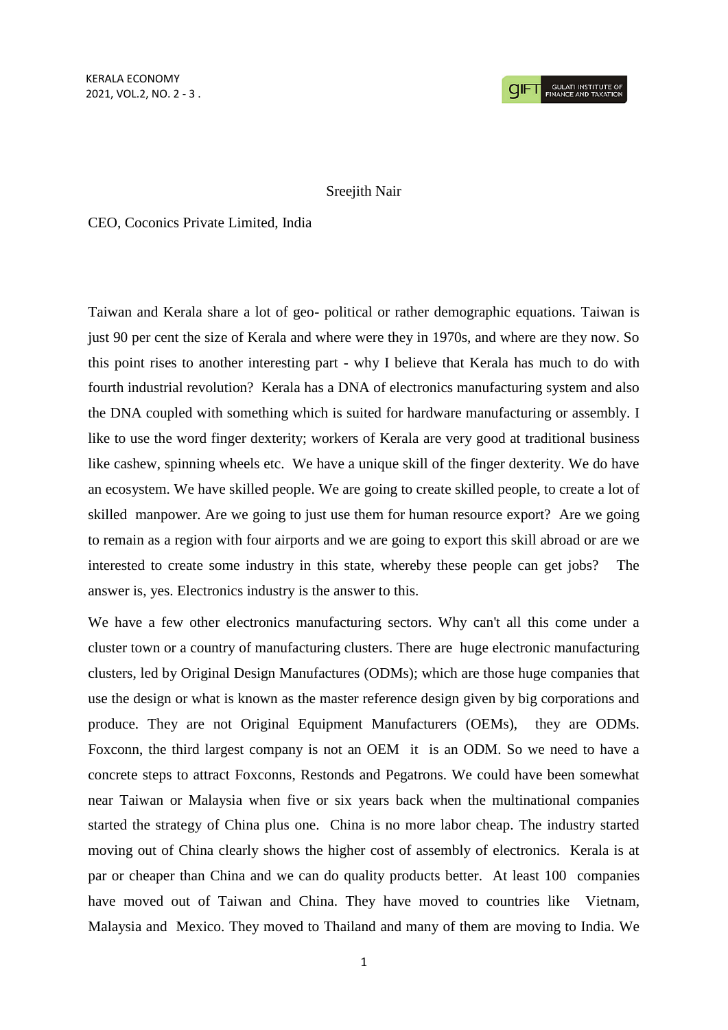Sreejith Nair

CEO, Coconics Private Limited, India

Taiwan and Kerala share a lot of geo- political or rather demographic equations. Taiwan is just 90 per cent the size of Kerala and where were they in 1970s, and where are they now. So this point rises to another interesting part - why I believe that Kerala has much to do with fourth industrial revolution? Kerala has a DNA of electronics manufacturing system and also the DNA coupled with something which is suited for hardware manufacturing or assembly. I like to use the word finger dexterity; workers of Kerala are very good at traditional business like cashew, spinning wheels etc. We have a unique skill of the finger dexterity. We do have an ecosystem. We have skilled people. We are going to create skilled people, to create a lot of skilled manpower. Are we going to just use them for human resource export? Are we going to remain as a region with four airports and we are going to export this skill abroad or are we interested to create some industry in this state, whereby these people can get jobs? The answer is, yes. Electronics industry is the answer to this.

We have a few other electronics manufacturing sectors. Why can't all this come under a cluster town or a country of manufacturing clusters. There are huge electronic manufacturing clusters, led by Original Design Manufactures (ODMs); which are those huge companies that use the design or what is known as the master reference design given by big corporations and produce. They are not Original Equipment Manufacturers (OEMs), they are ODMs. Foxconn, the third largest company is not an OEM it is an ODM. So we need to have a concrete steps to attract Foxconns, Restonds and Pegatrons. We could have been somewhat near Taiwan or Malaysia when five or six years back when the multinational companies started the strategy of China plus one. China is no more labor cheap. The industry started moving out of China clearly shows the higher cost of assembly of electronics. Kerala is at par or cheaper than China and we can do quality products better. At least 100 companies have moved out of Taiwan and China. They have moved to countries like Vietnam, Malaysia and Mexico. They moved to Thailand and many of them are moving to India. We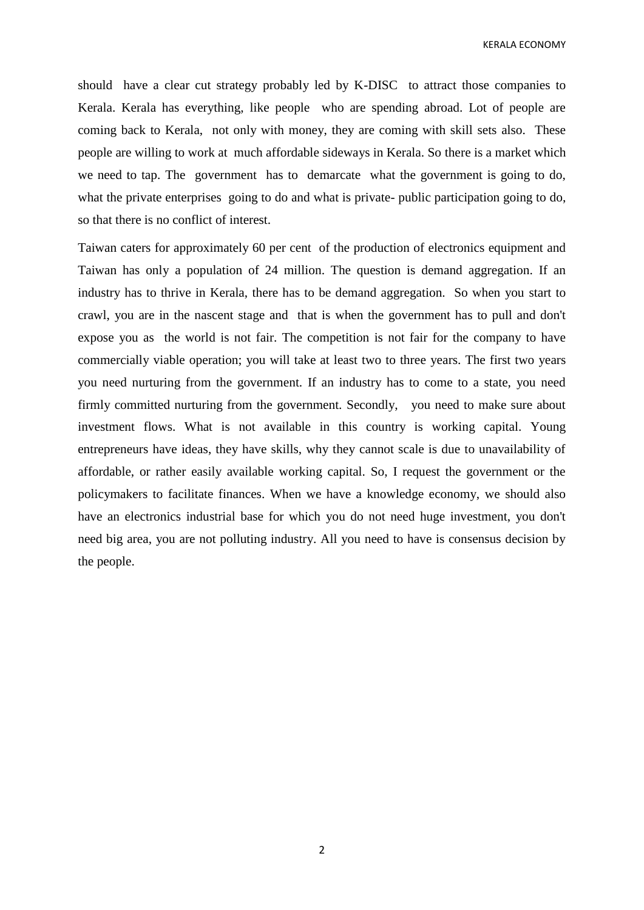should have a clear cut strategy probably led by K-DISC to attract those companies to Kerala. Kerala has everything, like people who are spending abroad. Lot of people are coming back to Kerala, not only with money, they are coming with skill sets also. These people are willing to work at much affordable sideways in Kerala. So there is a market which we need to tap. The government has to demarcate what the government is going to do, what the private enterprises going to do and what is private- public participation going to do, so that there is no conflict of interest.

Taiwan caters for approximately 60 per cent of the production of electronics equipment and Taiwan has only a population of 24 million. The question is demand aggregation. If an industry has to thrive in Kerala, there has to be demand aggregation. So when you start to crawl, you are in the nascent stage and that is when the government has to pull and don't expose you as the world is not fair. The competition is not fair for the company to have commercially viable operation; you will take at least two to three years. The first two years you need nurturing from the government. If an industry has to come to a state, you need firmly committed nurturing from the government. Secondly, you need to make sure about investment flows. What is not available in this country is working capital. Young entrepreneurs have ideas, they have skills, why they cannot scale is due to unavailability of affordable, or rather easily available working capital. So, I request the government or the policymakers to facilitate finances. When we have a knowledge economy, we should also have an electronics industrial base for which you do not need huge investment, you don't need big area, you are not polluting industry. All you need to have is consensus decision by the people.